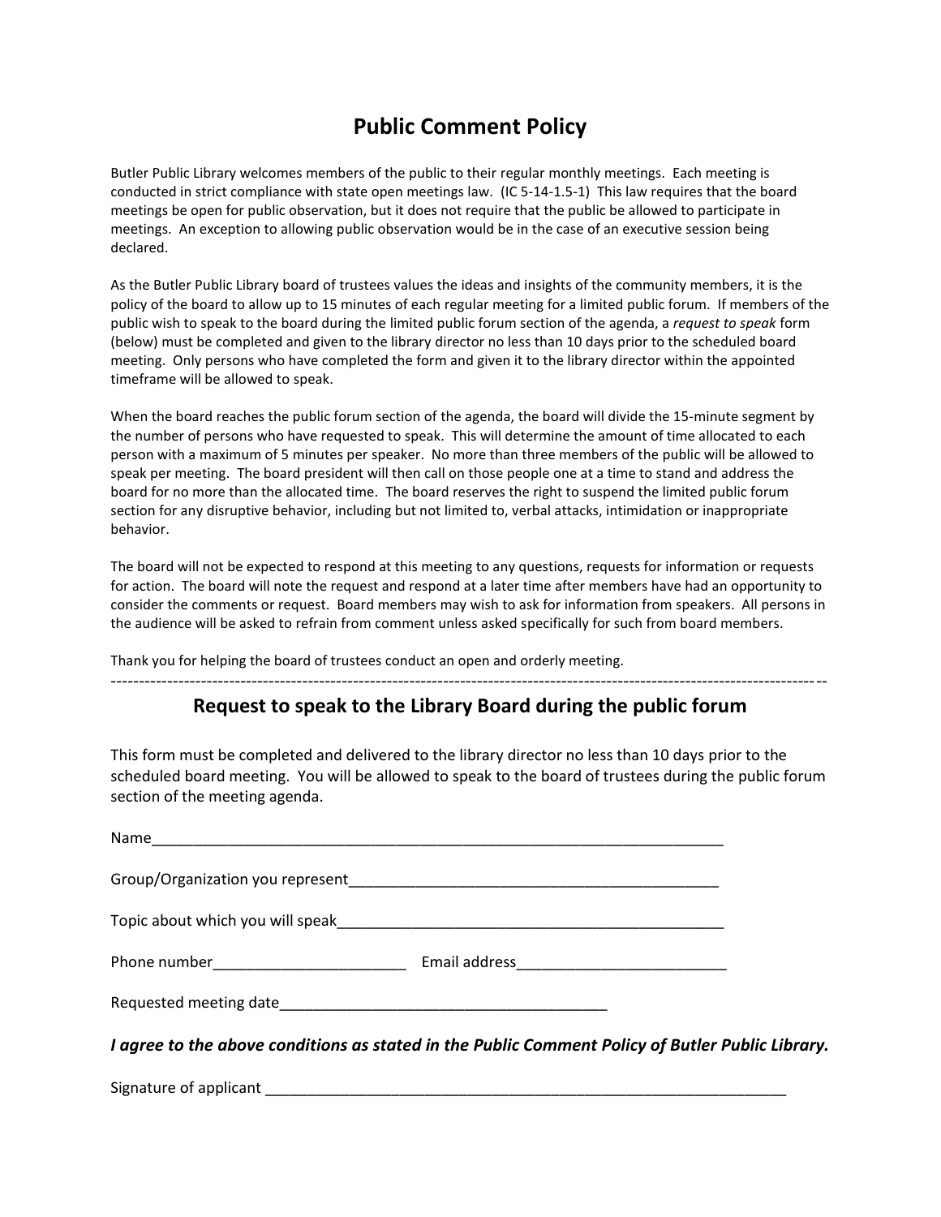# Public Comment Policy

Butler Public Library welcomes members of the public to their regular monthly meetings. Each meeting is conducted in strict compliance with state open meetings law. (IC 5-14-1.5-1) This law requires that the board meetings be open for public observation, but it does not require that the public be allowed to participate in meetings. An exception to allowing public observation would be in the case of an executive session being declared.

As the Butler Public Library board of trustees values the ideas and insights of the community members, it is the policy of the board to allow up to 15 minutes of each regular meeting for a limited public forum. If members of the public wish to speak to the board during the limited public forum section of the agenda, a *request to speak* form (below) must be completed and given to the library director no less than 10 days prior to the scheduled board meeting. Only persons who have completed the form and given it to the library director within the appointed timeframe will be allowed to speak.

When the board reaches the public forum section of the agenda, the board will divide the 15-minute segment by the number of persons who have requested to speak. This will determine the amount of time allocated to each person with a maximum of 5 minutes per speaker. No more than three members of the public will be allowed to speak per meeting. The board president will then call on those people one at a time to stand and address the board for no more than the allocated time. The board reserves the right to suspend the limited public forum section for any disruptive behavior, including but not limited to, verbal attacks, intimidation or inappropriate behavior.

The board will not be expected to respond at this meeting to any questions, requests for information or requests for action. The board will note the request and respond at a later time after members have had an opportunity to consider the comments or request. Board members may wish to ask for information from speakers. All persons in the audience will be asked to refrain from comment unless asked specifically for such from board members.

Thank you for helping the board of trustees conduct an open and orderly meeting.

---

## Request to speak to the Library Board during the public forum

This form must be completed and delivered to the library director no less than 10 days prior to the scheduled board meeting. You will be allowed to speak to the board of trustees during the public forum section of the meeting agenda.

Name_______________________________________________________________________

Group/Organization you represent_____________________________________________

Topic about which you will speak_______________________________________________

Phone number_______________________ Email address_________________________

Requested meeting date_______________________________________

***I agree to the above conditions as stated in the Public Comment Policy of Butler Public Library.***

Signature of applicant _______________________________________________________________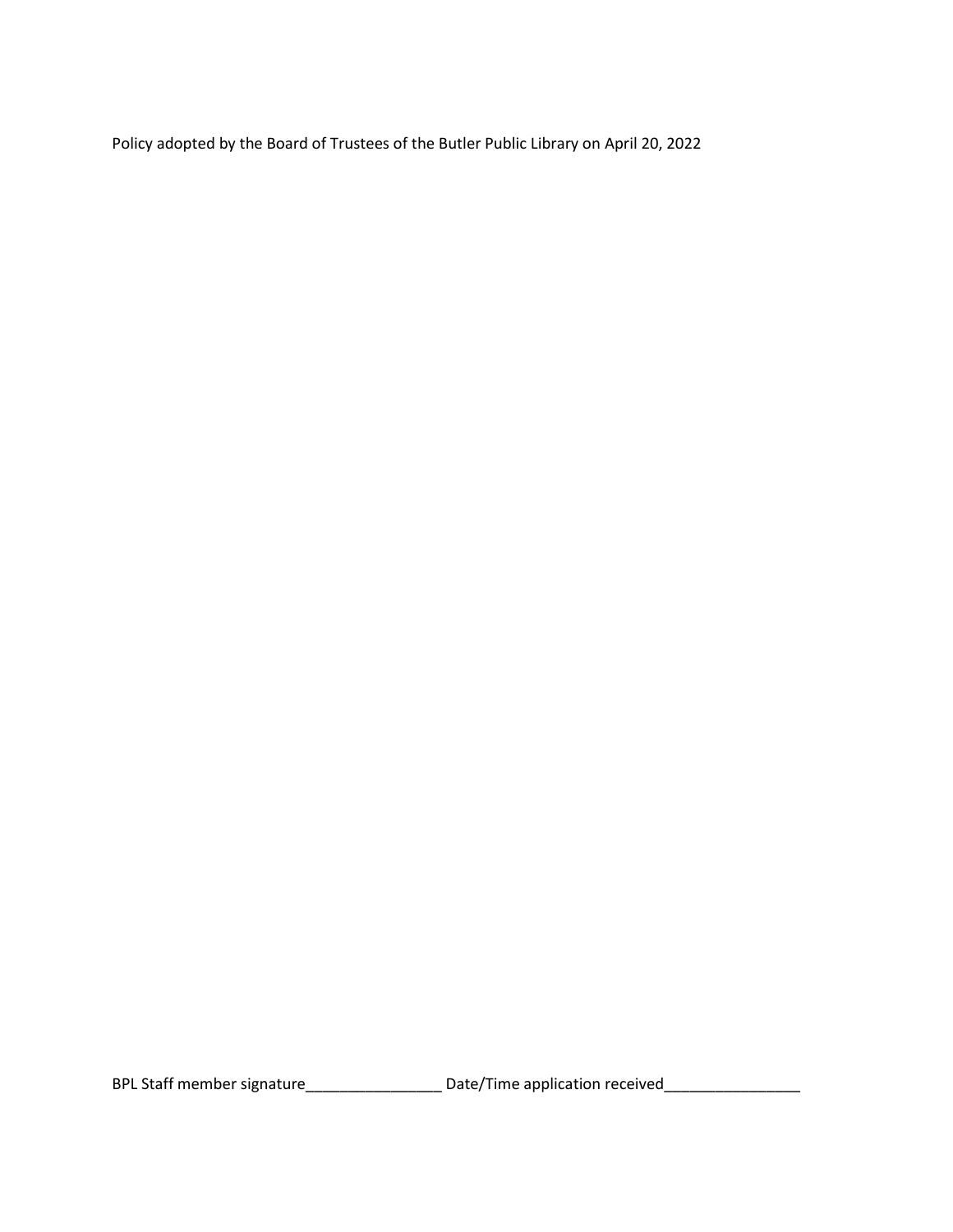Policy adopted by the Board of Trustees of the Butler Public Library on April 20, 2022

BPL Staff member signature________________ Date/Time application received________________